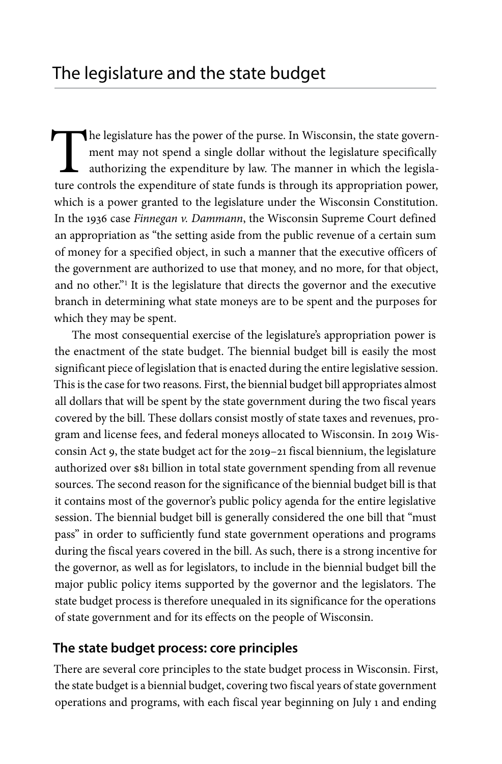# The legislature and the state budget

The legislature has the power of the purse. In Wisconsin, the state government may not spend a single dollar without the legislature specifically authorizing the expenditure by law. The manner in which the legislature controls the expenditure of state funds is through its appropriation power, which is a power granted to the legislature under the Wisconsin Constitution. In the 1936 case *Finnegan v. Dammann*, the Wisconsin Supreme Court defined an appropriation as "the setting aside from the public revenue of a certain sum of money for a specified object, in such a manner that the executive officers of the government are authorized to use that money, and no more, for that object, and no other."[1] It is the legislature that directs the governor and the executive branch in determining what state moneys are to be spent and the purposes for which they may be spent.

The most consequential exercise of the legislature's appropriation power is the enactment of the state budget. The biennial budget bill is easily the most significant piece of legislation that is enacted during the entire legislative session. This is the case for two reasons. First, the biennial budget bill appropriates almost all dollars that will be spent by the state government during the two fiscal years covered by the bill. These dollars consist mostly of state taxes and revenues, program and license fees, and federal moneys allocated to Wisconsin. In 2019 Wisconsin Act 9, the state budget act for the 2019–21 fiscal biennium, the legislature authorized over $81 billion in total state government spending from all revenue sources. The second reason for the significance of the biennial budget bill is that it contains most of the governor's public policy agenda for the entire legislative session. The biennial budget bill is generally considered the one bill that "must pass" in order to sufficiently fund state government operations and programs during the fiscal years covered in the bill. As such, there is a strong incentive for the governor, as well as for legislators, to include in the biennial budget bill the major public policy items supported by the governor and the legislators. The state budget process is therefore unequaled in its significance for the operations of state government and for its effects on the people of Wisconsin.

## The state budget process: core principles

There are several core principles to the state budget process in Wisconsin. First, the state budget is a biennial budget, covering two fiscal years of state government operations and programs, with each fiscal year beginning on July 1 and ending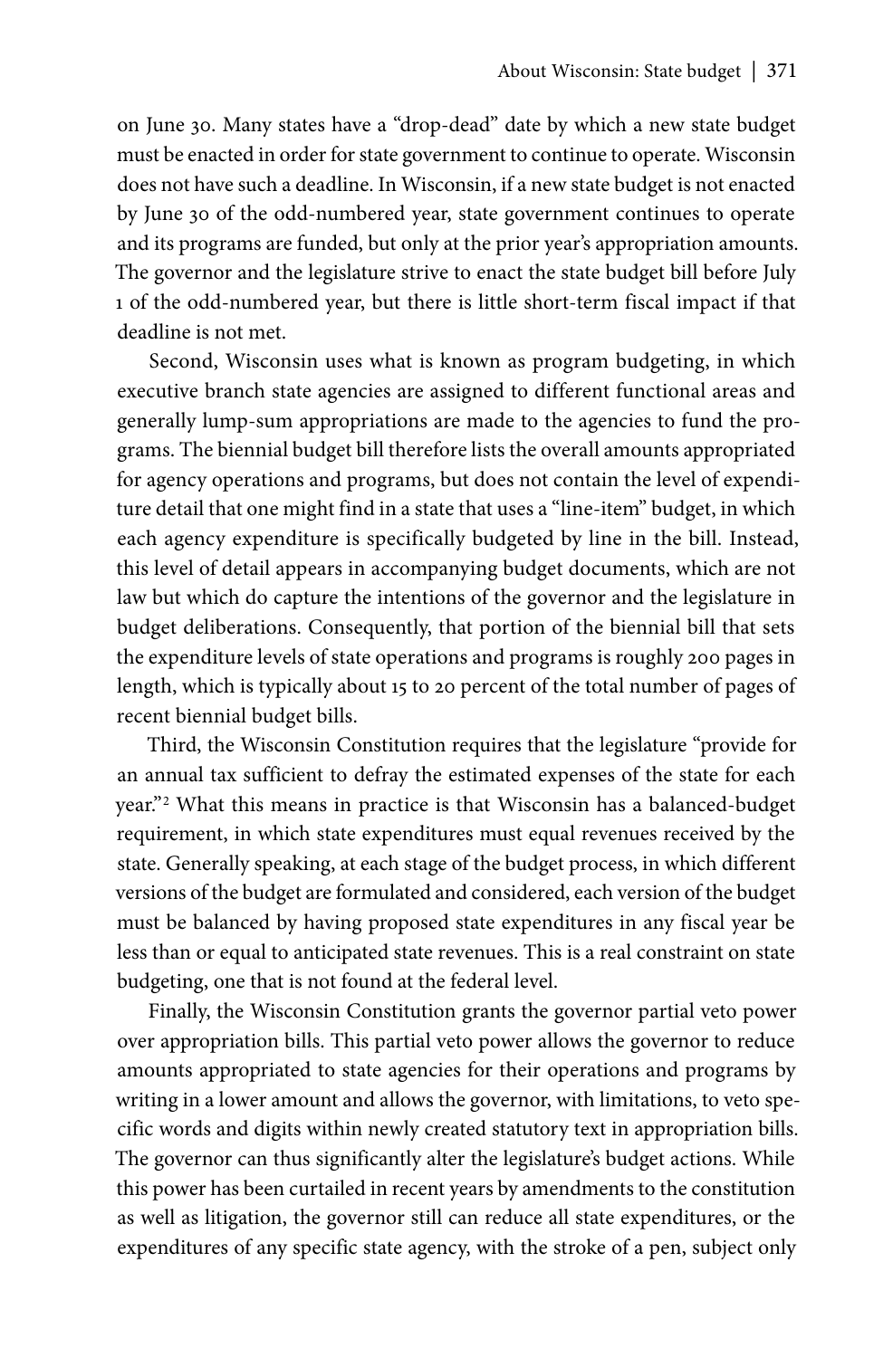on June 30. Many states have a "drop-dead" date by which a new state budget must be enacted in order for state government to continue to operate. Wisconsin does not have such a deadline. In Wisconsin, if a new state budget is not enacted by June 30 of the odd-numbered year, state government continues to operate and its programs are funded, but only at the prior year's appropriation amounts. The governor and the legislature strive to enact the state budget bill before July 1 of the odd-numbered year, but there is little short-term fiscal impact if that deadline is not met.

Second, Wisconsin uses what is known as program budgeting, in which executive branch state agencies are assigned to different functional areas and generally lump-sum appropriations are made to the agencies to fund the programs. The biennial budget bill therefore lists the overall amounts appropriated for agency operations and programs, but does not contain the level of expenditure detail that one might find in a state that uses a "line-item" budget, in which each agency expenditure is specifically budgeted by line in the bill. Instead, this level of detail appears in accompanying budget documents, which are not law but which do capture the intentions of the governor and the legislature in budget deliberations. Consequently, that portion of the biennial bill that sets the expenditure levels of state operations and programs is roughly 200 pages in length, which is typically about 15 to 20 percent of the total number of pages of recent biennial budget bills.

Third, the Wisconsin Constitution requires that the legislature "provide for an annual tax sufficient to defray the estimated expenses of the state for each year."[2] What this means in practice is that Wisconsin has a balanced-budget requirement, in which state expenditures must equal revenues received by the state. Generally speaking, at each stage of the budget process, in which different versions of the budget are formulated and considered, each version of the budget must be balanced by having proposed state expenditures in any fiscal year be less than or equal to anticipated state revenues. This is a real constraint on state budgeting, one that is not found at the federal level.

Finally, the Wisconsin Constitution grants the governor partial veto power over appropriation bills. This partial veto power allows the governor to reduce amounts appropriated to state agencies for their operations and programs by writing in a lower amount and allows the governor, with limitations, to veto specific words and digits within newly created statutory text in appropriation bills. The governor can thus significantly alter the legislature's budget actions. While this power has been curtailed in recent years by amendments to the constitution as well as litigation, the governor still can reduce all state expenditures, or the expenditures of any specific state agency, with the stroke of a pen, subject only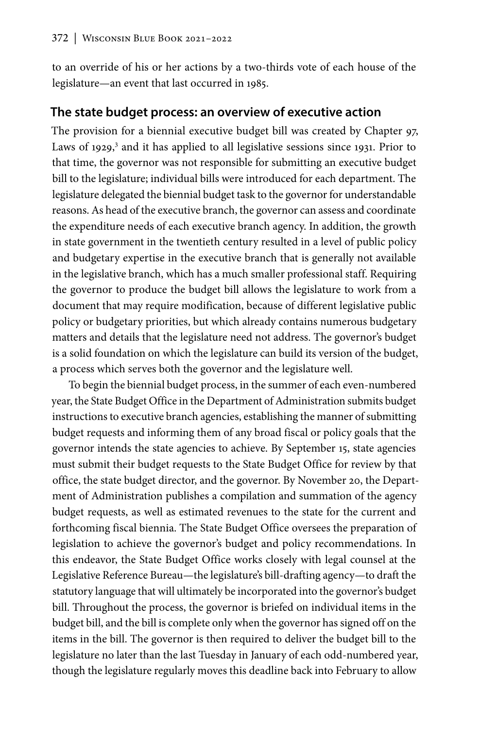to an override of his or her actions by a two-thirds vote of each house of the legislature—an event that last occurred in 1985.

## The state budget process: an overview of executive action

The provision for a biennial executive budget bill was created by Chapter 97, Laws of 1929,[3] and it has applied to all legislative sessions since 1931. Prior to that time, the governor was not responsible for submitting an executive budget bill to the legislature; individual bills were introduced for each department. The legislature delegated the biennial budget task to the governor for understandable reasons. As head of the executive branch, the governor can assess and coordinate the expenditure needs of each executive branch agency. In addition, the growth in state government in the twentieth century resulted in a level of public policy and budgetary expertise in the executive branch that is generally not available in the legislative branch, which has a much smaller professional staff. Requiring the governor to produce the budget bill allows the legislature to work from a document that may require modification, because of different legislative public policy or budgetary priorities, but which already contains numerous budgetary matters and details that the legislature need not address. The governor's budget is a solid foundation on which the legislature can build its version of the budget, a process which serves both the governor and the legislature well.

To begin the biennial budget process, in the summer of each even-numbered year, the State Budget Office in the Department of Administration submits budget instructions to executive branch agencies, establishing the manner of submitting budget requests and informing them of any broad fiscal or policy goals that the governor intends the state agencies to achieve. By September 15, state agencies must submit their budget requests to the State Budget Office for review by that office, the state budget director, and the governor. By November 20, the Department of Administration publishes a compilation and summation of the agency budget requests, as well as estimated revenues to the state for the current and forthcoming fiscal biennia. The State Budget Office oversees the preparation of legislation to achieve the governor's budget and policy recommendations. In this endeavor, the State Budget Office works closely with legal counsel at the Legislative Reference Bureau—the legislature's bill-drafting agency—to draft the statutory language that will ultimately be incorporated into the governor's budget bill. Throughout the process, the governor is briefed on individual items in the budget bill, and the bill is complete only when the governor has signed off on the items in the bill. The governor is then required to deliver the budget bill to the legislature no later than the last Tuesday in January of each odd-numbered year, though the legislature regularly moves this deadline back into February to allow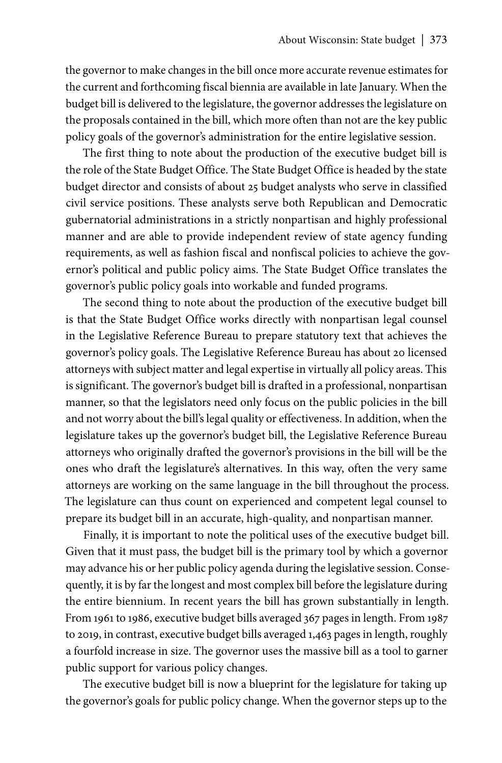the governor to make changes in the bill once more accurate revenue estimates for the current and forthcoming fiscal biennia are available in late January. When the budget bill is delivered to the legislature, the governor addresses the legislature on the proposals contained in the bill, which more often than not are the key public policy goals of the governor's administration for the entire legislative session.

The first thing to note about the production of the executive budget bill is the role of the State Budget Office. The State Budget Office is headed by the state budget director and consists of about 25 budget analysts who serve in classified civil service positions. These analysts serve both Republican and Democratic gubernatorial administrations in a strictly nonpartisan and highly professional manner and are able to provide independent review of state agency funding requirements, as well as fashion fiscal and nonfiscal policies to achieve the governor's political and public policy aims. The State Budget Office translates the governor's public policy goals into workable and funded programs.

The second thing to note about the production of the executive budget bill is that the State Budget Office works directly with nonpartisan legal counsel in the Legislative Reference Bureau to prepare statutory text that achieves the governor's policy goals. The Legislative Reference Bureau has about 20 licensed attorneys with subject matter and legal expertise in virtually all policy areas. This is significant. The governor's budget bill is drafted in a professional, nonpartisan manner, so that the legislators need only focus on the public policies in the bill and not worry about the bill's legal quality or effectiveness. In addition, when the legislature takes up the governor's budget bill, the Legislative Reference Bureau attorneys who originally drafted the governor's provisions in the bill will be the ones who draft the legislature's alternatives. In this way, often the very same attorneys are working on the same language in the bill throughout the process. The legislature can thus count on experienced and competent legal counsel to prepare its budget bill in an accurate, high-quality, and nonpartisan manner.

Finally, it is important to note the political uses of the executive budget bill. Given that it must pass, the budget bill is the primary tool by which a governor may advance his or her public policy agenda during the legislative session. Consequently, it is by far the longest and most complex bill before the legislature during the entire biennium. In recent years the bill has grown substantially in length. From 1961 to 1986, executive budget bills averaged 367 pages in length. From 1987 to 2019, in contrast, executive budget bills averaged 1,463 pages in length, roughly a fourfold increase in size. The governor uses the massive bill as a tool to garner public support for various policy changes.

The executive budget bill is now a blueprint for the legislature for taking up the governor's goals for public policy change. When the governor steps up to the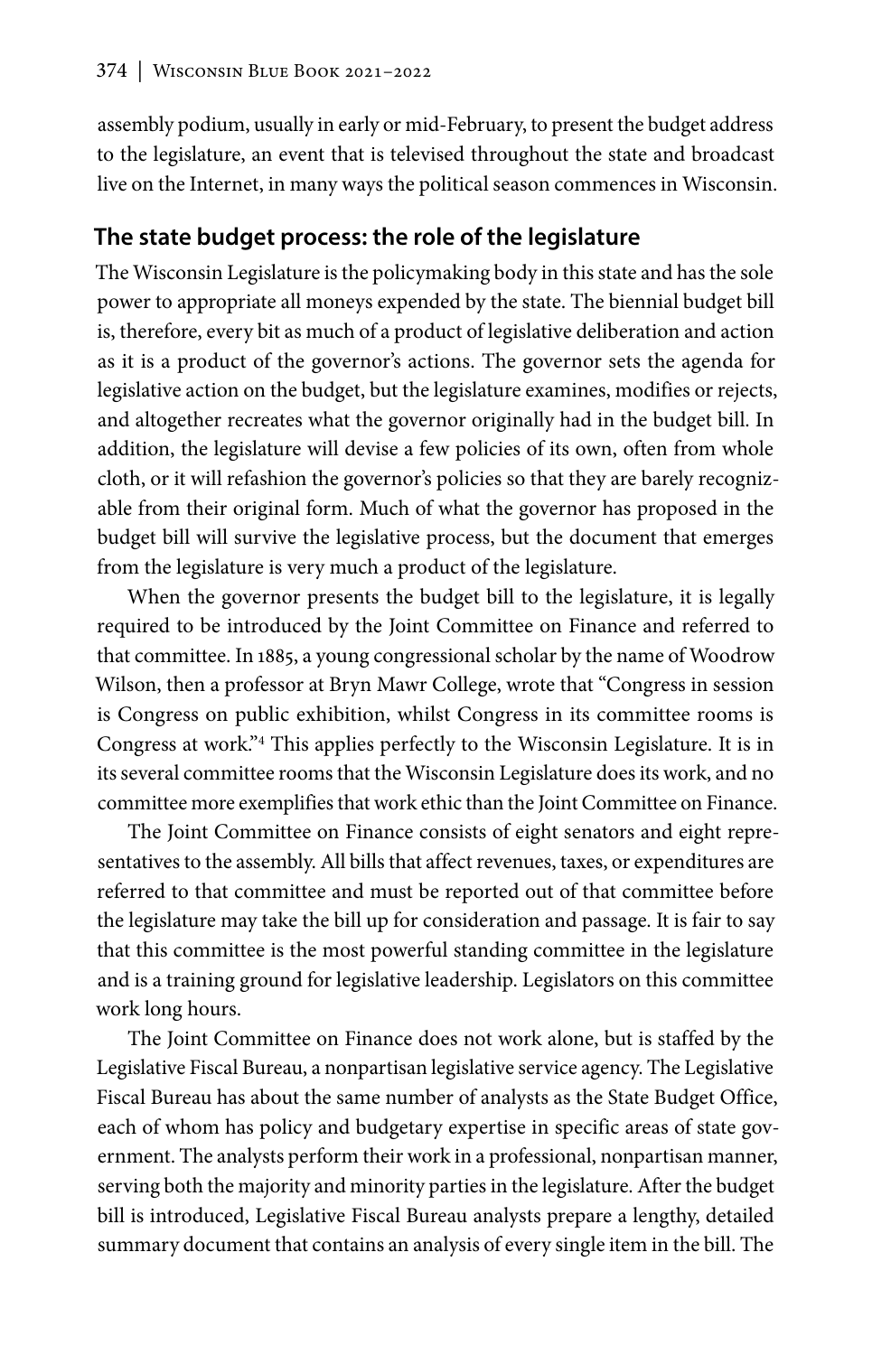assembly podium, usually in early or mid-February, to present the budget address to the legislature, an event that is televised throughout the state and broadcast live on the Internet, in many ways the political season commences in Wisconsin.

## The state budget process: the role of the legislature

The Wisconsin Legislature is the policymaking body in this state and has the sole power to appropriate all moneys expended by the state. The biennial budget bill is, therefore, every bit as much of a product of legislative deliberation and action as it is a product of the governor's actions. The governor sets the agenda for legislative action on the budget, but the legislature examines, modifies or rejects, and altogether recreates what the governor originally had in the budget bill. In addition, the legislature will devise a few policies of its own, often from whole cloth, or it will refashion the governor's policies so that they are barely recognizable from their original form. Much of what the governor has proposed in the budget bill will survive the legislative process, but the document that emerges from the legislature is very much a product of the legislature.

When the governor presents the budget bill to the legislature, it is legally required to be introduced by the Joint Committee on Finance and referred to that committee. In 1885, a young congressional scholar by the name of Woodrow Wilson, then a professor at Bryn Mawr College, wrote that "Congress in session is Congress on public exhibition, whilst Congress in its committee rooms is Congress at work."[4] This applies perfectly to the Wisconsin Legislature. It is in its several committee rooms that the Wisconsin Legislature does its work, and no committee more exemplifies that work ethic than the Joint Committee on Finance.

The Joint Committee on Finance consists of eight senators and eight representatives to the assembly. All bills that affect revenues, taxes, or expenditures are referred to that committee and must be reported out of that committee before the legislature may take the bill up for consideration and passage. It is fair to say that this committee is the most powerful standing committee in the legislature and is a training ground for legislative leadership. Legislators on this committee work long hours.

The Joint Committee on Finance does not work alone, but is staffed by the Legislative Fiscal Bureau, a nonpartisan legislative service agency. The Legislative Fiscal Bureau has about the same number of analysts as the State Budget Office, each of whom has policy and budgetary expertise in specific areas of state government. The analysts perform their work in a professional, nonpartisan manner, serving both the majority and minority parties in the legislature. After the budget bill is introduced, Legislative Fiscal Bureau analysts prepare a lengthy, detailed summary document that contains an analysis of every single item in the bill. The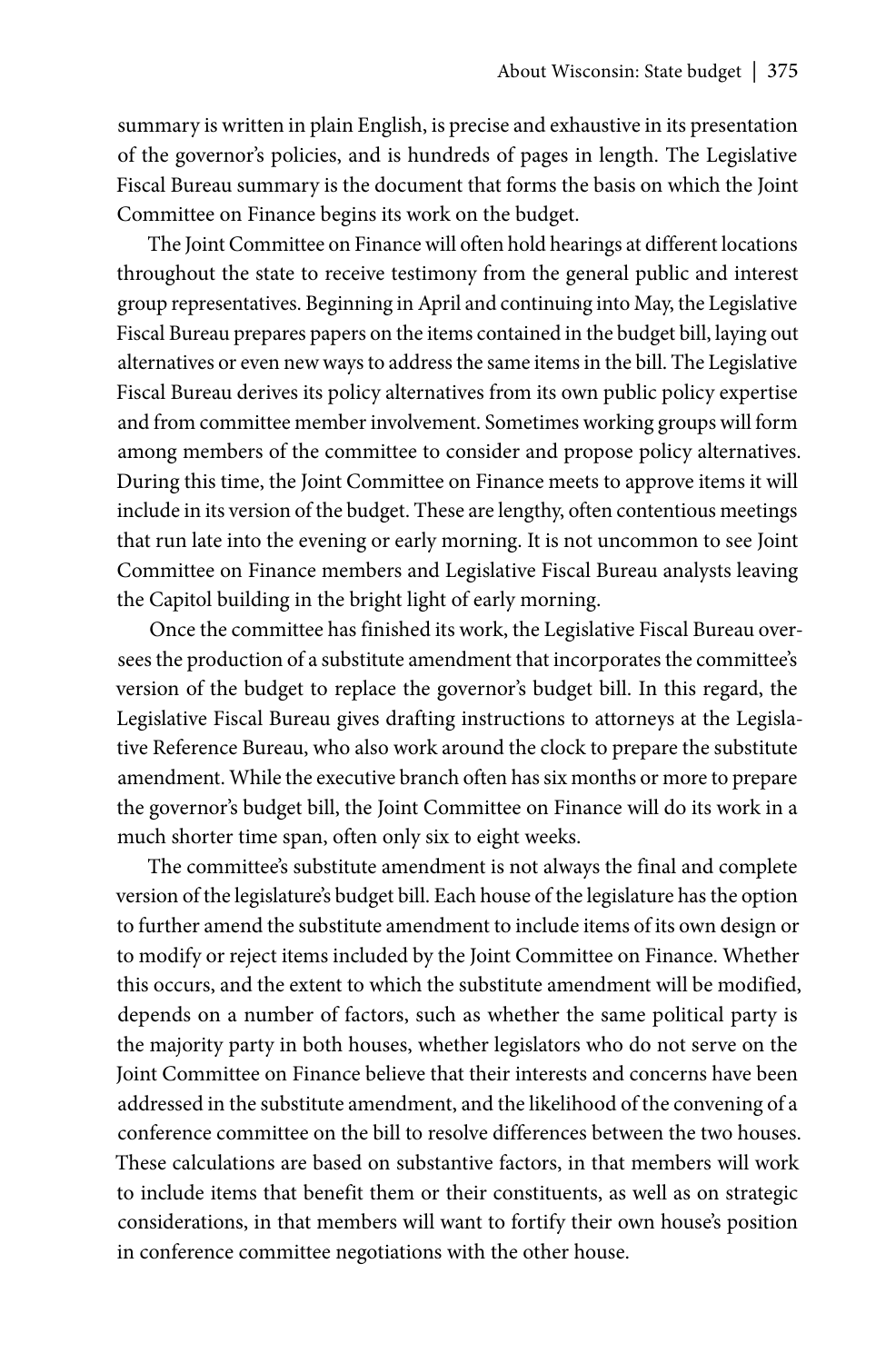summary is written in plain English, is precise and exhaustive in its presentation of the governor's policies, and is hundreds of pages in length. The Legislative Fiscal Bureau summary is the document that forms the basis on which the Joint Committee on Finance begins its work on the budget.

The Joint Committee on Finance will often hold hearings at different locations throughout the state to receive testimony from the general public and interest group representatives. Beginning in April and continuing into May, the Legislative Fiscal Bureau prepares papers on the items contained in the budget bill, laying out alternatives or even new ways to address the same items in the bill. The Legislative Fiscal Bureau derives its policy alternatives from its own public policy expertise and from committee member involvement. Sometimes working groups will form among members of the committee to consider and propose policy alternatives. During this time, the Joint Committee on Finance meets to approve items it will include in its version of the budget. These are lengthy, often contentious meetings that run late into the evening or early morning. It is not uncommon to see Joint Committee on Finance members and Legislative Fiscal Bureau analysts leaving the Capitol building in the bright light of early morning.

Once the committee has finished its work, the Legislative Fiscal Bureau oversees the production of a substitute amendment that incorporates the committee's version of the budget to replace the governor's budget bill. In this regard, the Legislative Fiscal Bureau gives drafting instructions to attorneys at the Legislative Reference Bureau, who also work around the clock to prepare the substitute amendment. While the executive branch often has six months or more to prepare the governor's budget bill, the Joint Committee on Finance will do its work in a much shorter time span, often only six to eight weeks.

The committee's substitute amendment is not always the final and complete version of the legislature's budget bill. Each house of the legislature has the option to further amend the substitute amendment to include items of its own design or to modify or reject items included by the Joint Committee on Finance. Whether this occurs, and the extent to which the substitute amendment will be modified, depends on a number of factors, such as whether the same political party is the majority party in both houses, whether legislators who do not serve on the Joint Committee on Finance believe that their interests and concerns have been addressed in the substitute amendment, and the likelihood of the convening of a conference committee on the bill to resolve differences between the two houses. These calculations are based on substantive factors, in that members will work to include items that benefit them or their constituents, as well as on strategic considerations, in that members will want to fortify their own house's position in conference committee negotiations with the other house.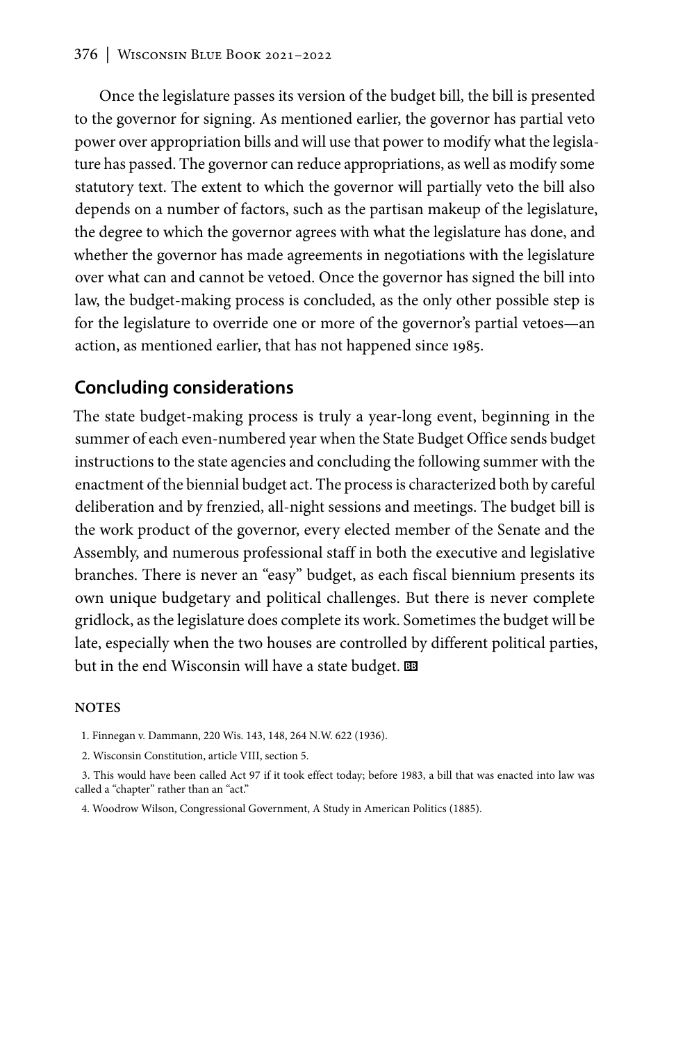Once the legislature passes its version of the budget bill, the bill is presented to the governor for signing. As mentioned earlier, the governor has partial veto power over appropriation bills and will use that power to modify what the legislature has passed. The governor can reduce appropriations, as well as modify some statutory text. The extent to which the governor will partially veto the bill also depends on a number of factors, such as the partisan makeup of the legislature, the degree to which the governor agrees with what the legislature has done, and whether the governor has made agreements in negotiations with the legislature over what can and cannot be vetoed. Once the governor has signed the bill into law, the budget-making process is concluded, as the only other possible step is for the legislature to override one or more of the governor's partial vetoes—an action, as mentioned earlier, that has not happened since 1985.

## Concluding considerations

The state budget-making process is truly a year-long event, beginning in the summer of each even-numbered year when the State Budget Office sends budget instructions to the state agencies and concluding the following summer with the enactment of the biennial budget act. The process is characterized both by careful deliberation and by frenzied, all-night sessions and meetings. The budget bill is the work product of the governor, every elected member of the Senate and the Assembly, and numerous professional staff in both the executive and legislative branches. There is never an "easy" budget, as each fiscal biennium presents its own unique budgetary and political challenges. But there is never complete gridlock, as the legislature does complete its work. Sometimes the budget will be late, especially when the two houses are controlled by different political parties, but in the end Wisconsin will have a state budget.

**NOTES**

1. Finnegan v. Dammann, 220 Wis. 143, 148, 264 N.W. 622 (1936).

2. Wisconsin Constitution, article VIII, section 5.

3. This would have been called Act 97 if it took effect today; before 1983, a bill that was enacted into law was called a "chapter" rather than an "act."

4. Woodrow Wilson, Congressional Government, A Study in American Politics (1885).